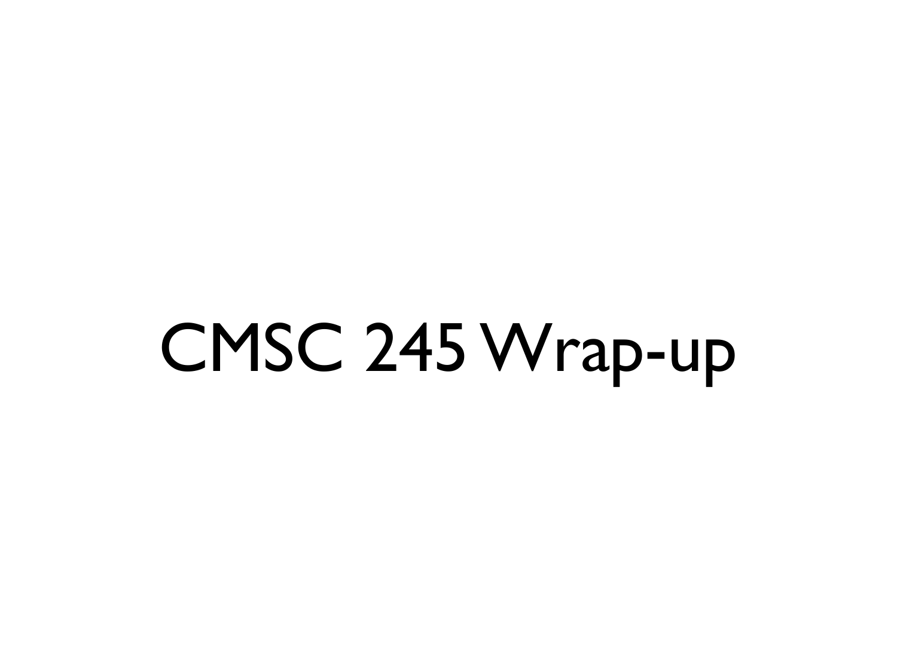# CMSC 245 Wrap-up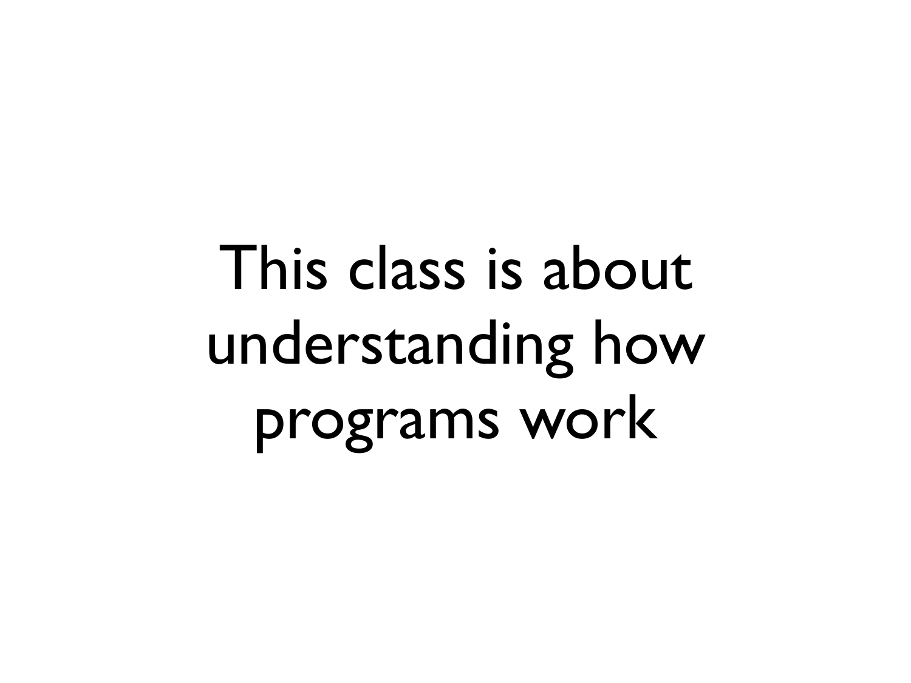This class is about understanding how programs work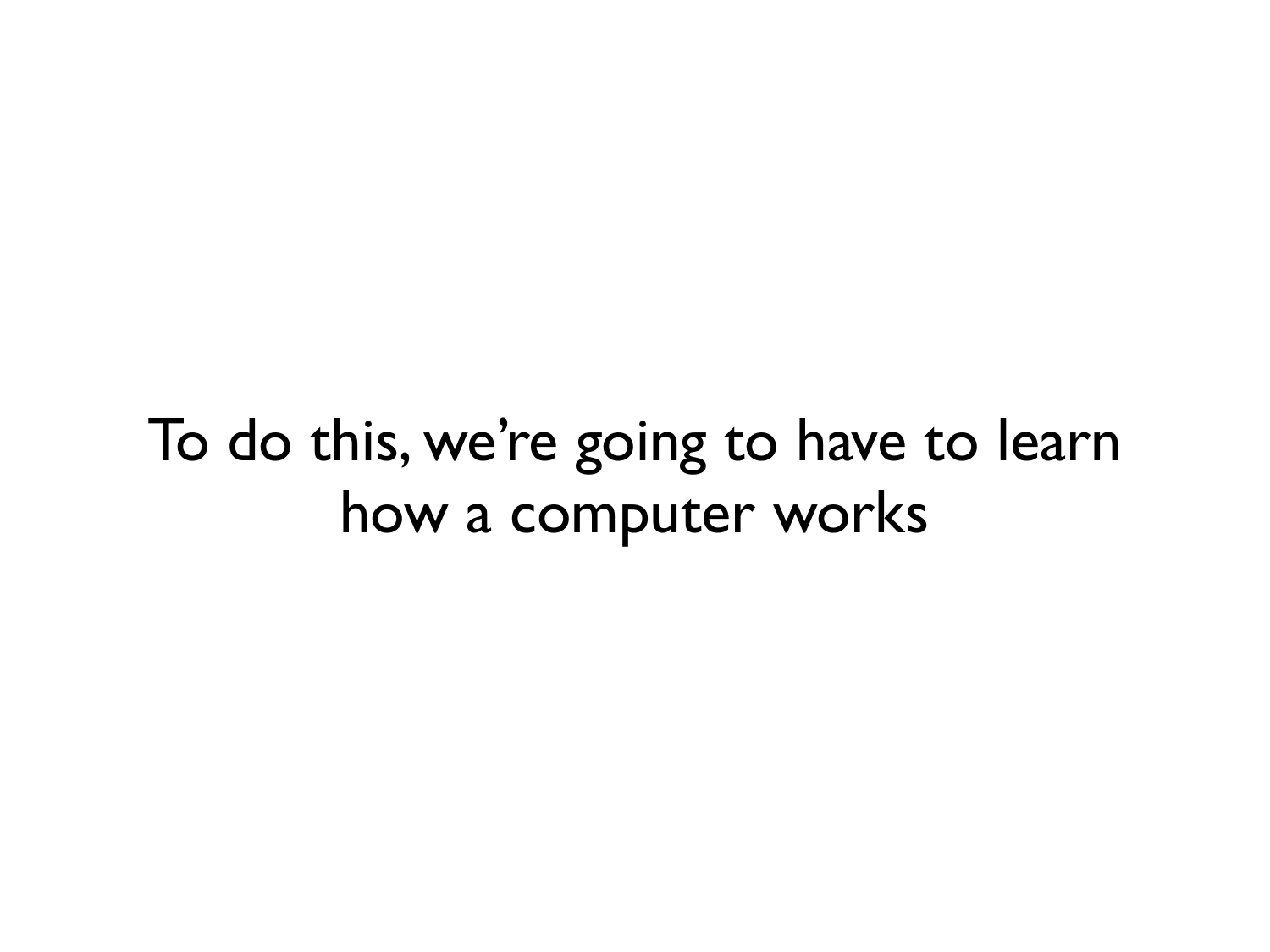To do this, we’re going to have to learn how a computer works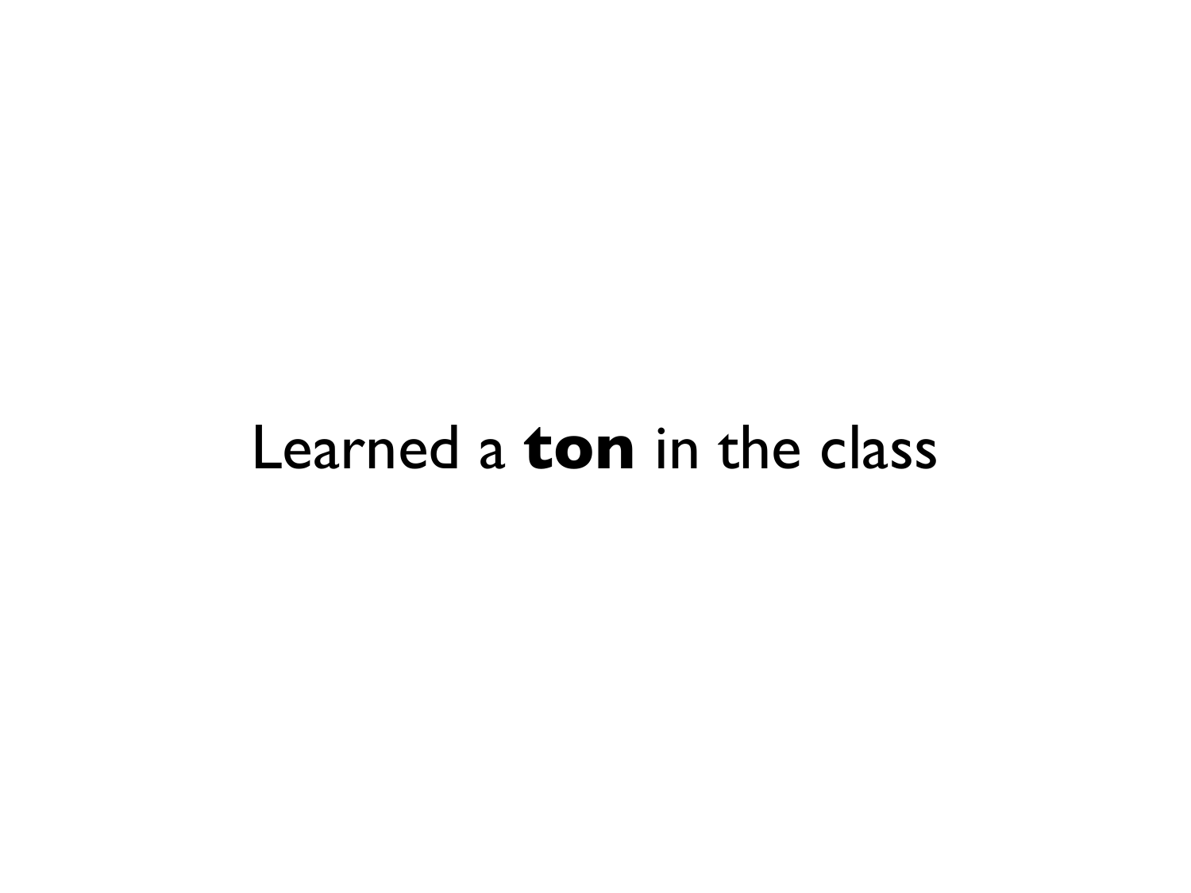Learned a **ton** in the class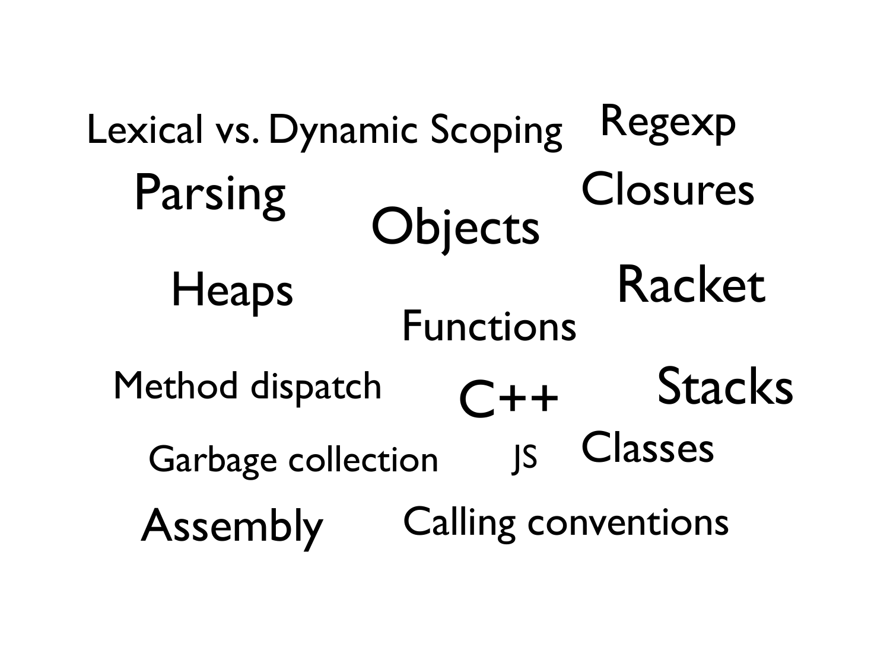Lexical vs. Dynamic Scoping

Regexp

Parsing

Closures

Objects

Heaps

Racket

Functions

Method dispatch

C++

Stacks

Garbage collection

JS

Classes

Assembly

Calling conventions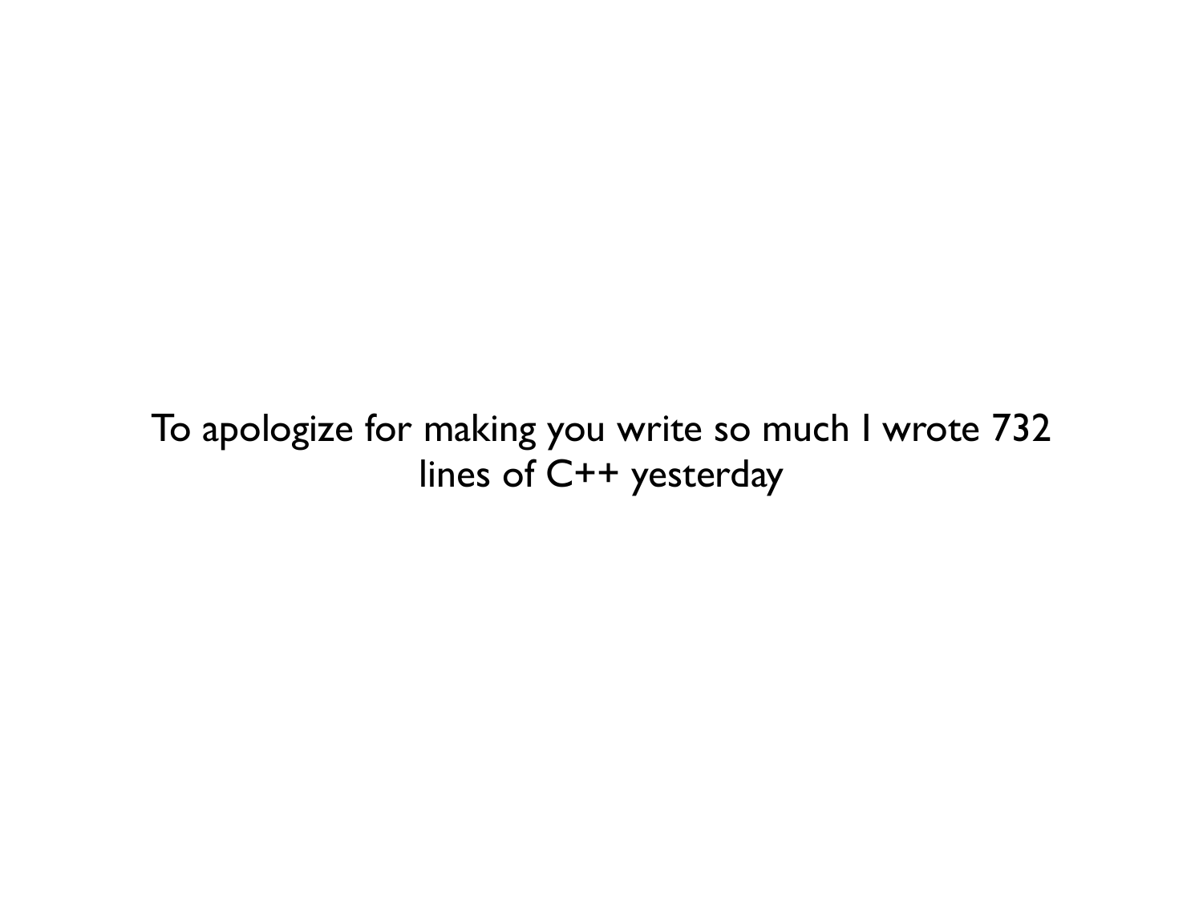To apologize for making you write so much I wrote 732 lines of C++ yesterday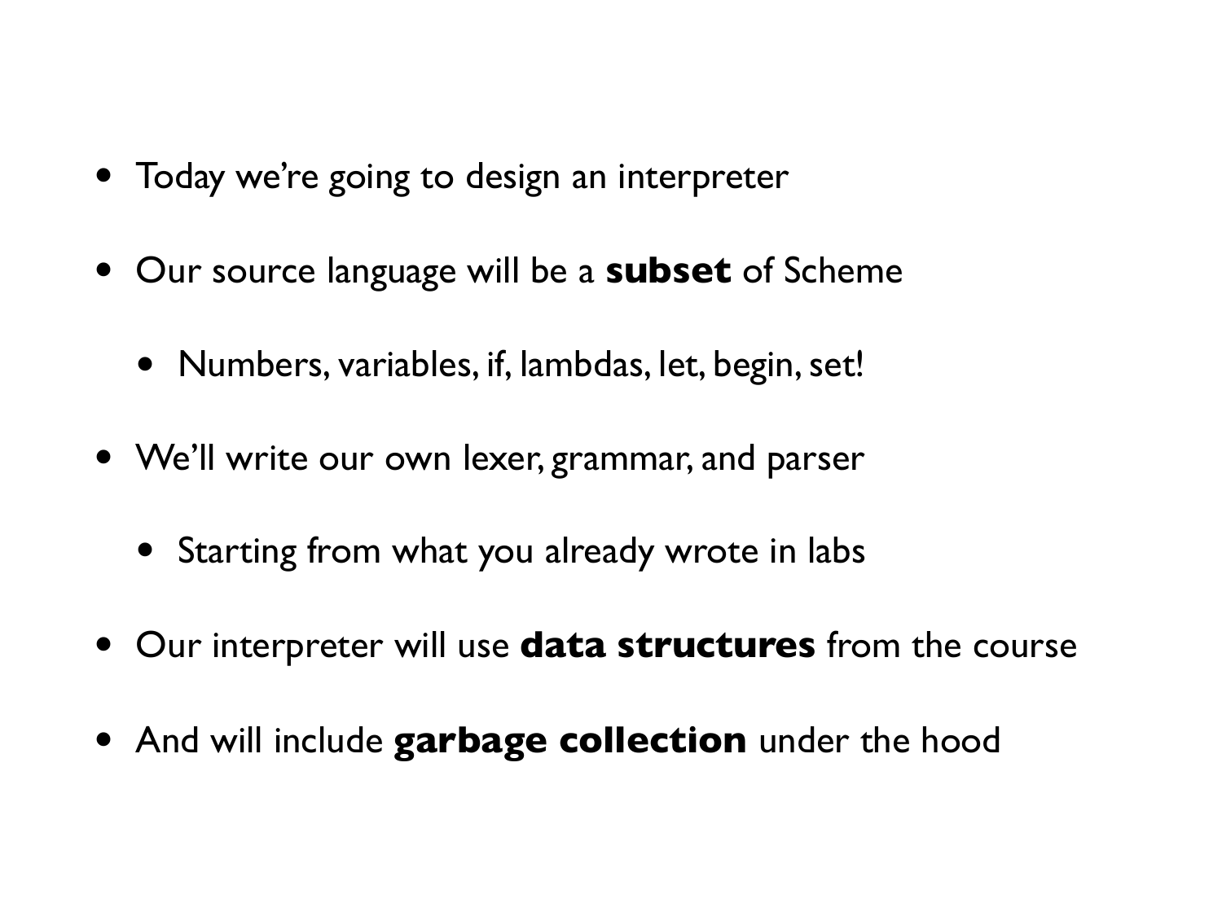- Today we're going to design an interpreter
- Our source language will be a **subset** of Scheme
  - Numbers, variables, if, lambdas, let, begin, set!
- We'll write our own lexer, grammar, and parser
  - Starting from what you already wrote in labs
- Our interpreter will use **data structures** from the course
- And will include **garbage collection** under the hood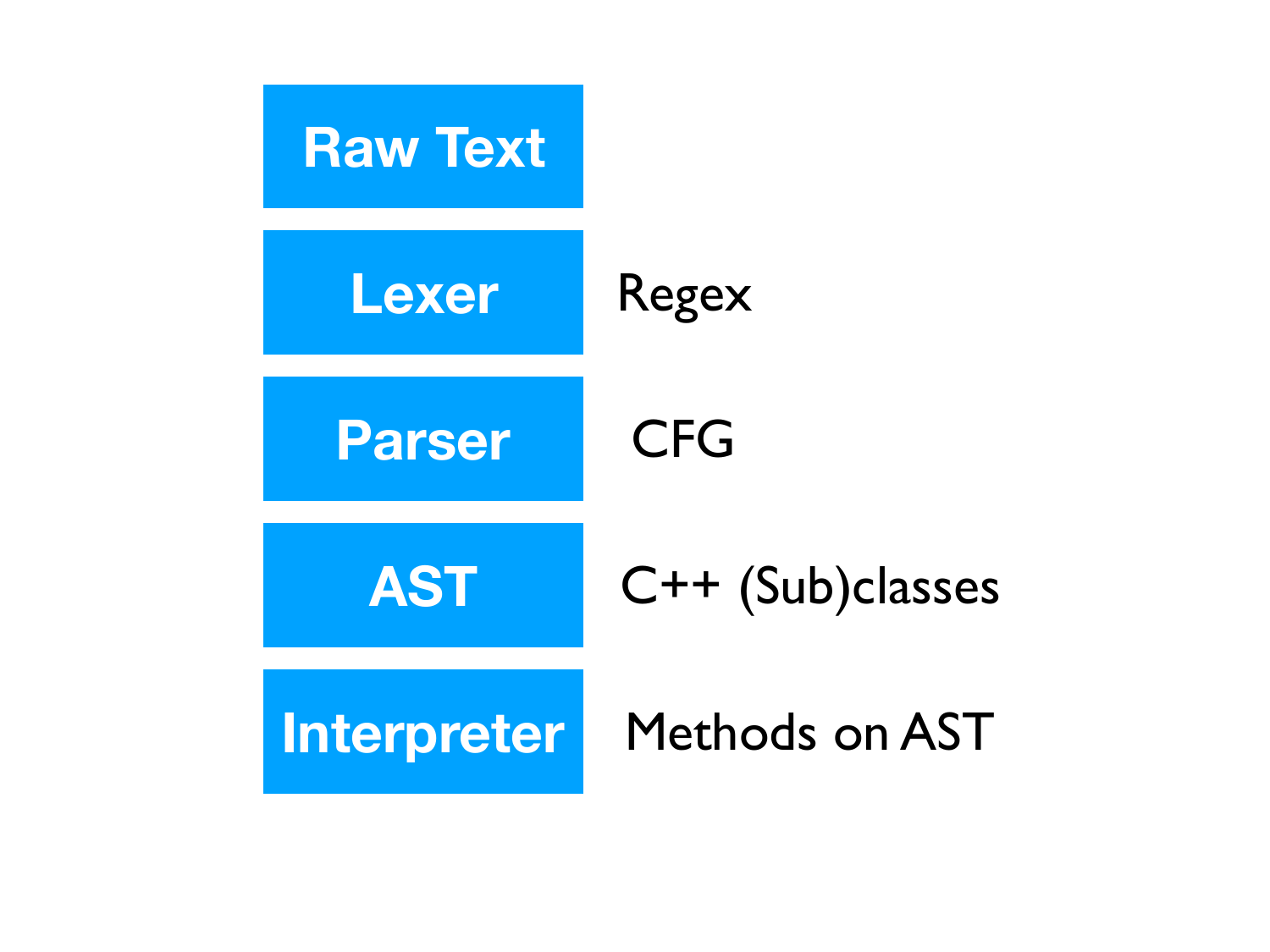Raw Text

Lexer — Regex

Parser — CFG

AST — C++ (Sub)classes

Interpreter — Methods on AST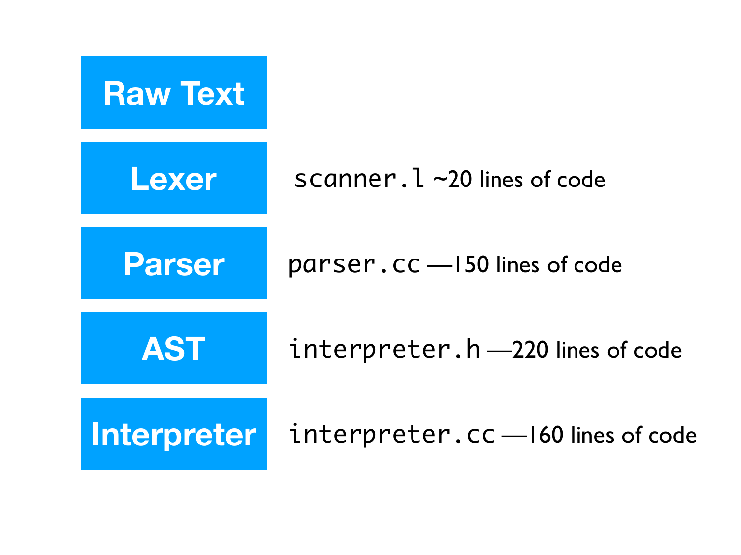Raw Text

Lexer — `scanner.l` ~20 lines of code

Parser — `parser.cc` —150 lines of code

AST — `interpreter.h` —220 lines of code

Interpreter — `interpreter.cc` —160 lines of code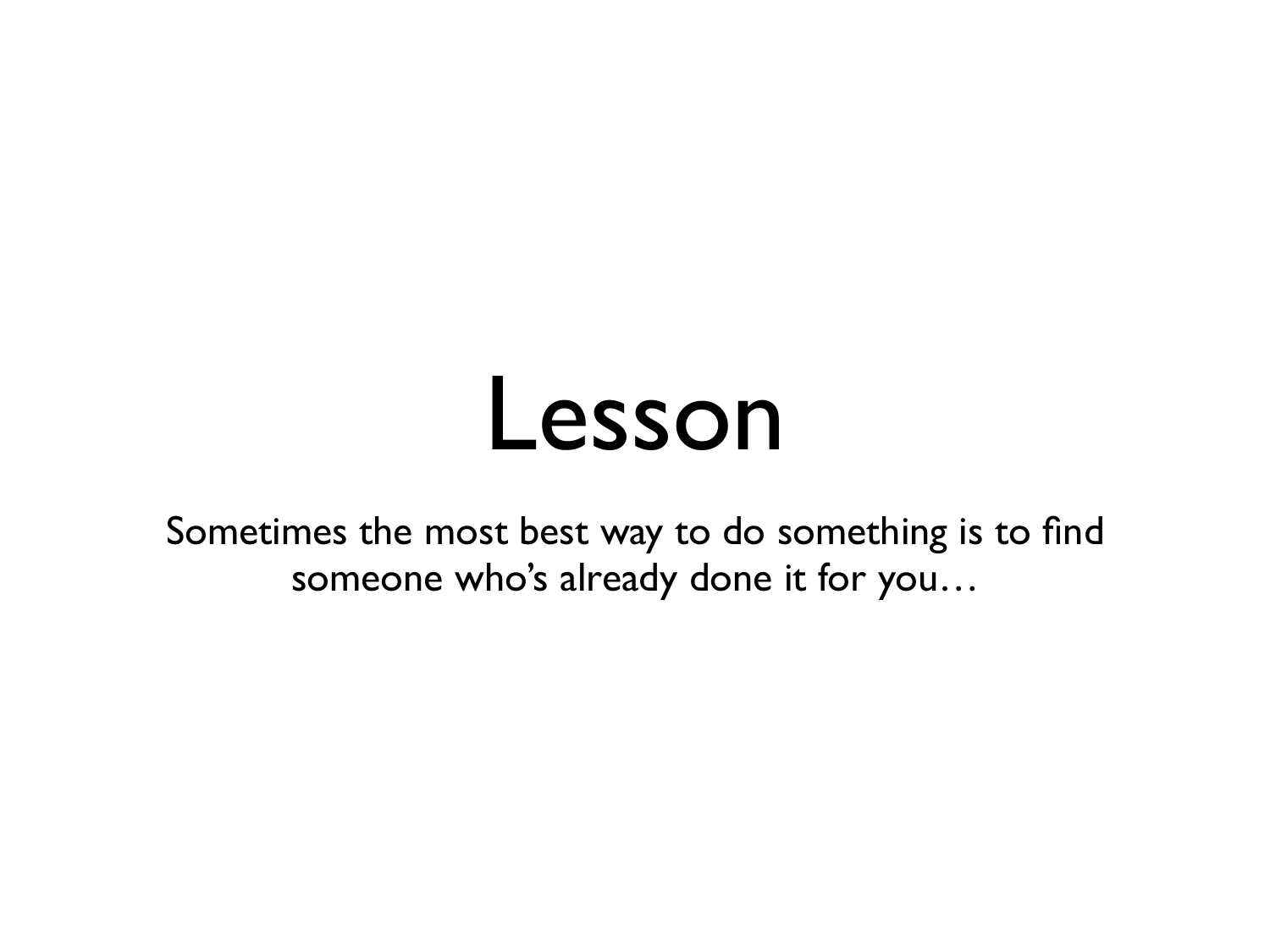# Lesson

Sometimes the most best way to do something is to find someone who's already done it for you…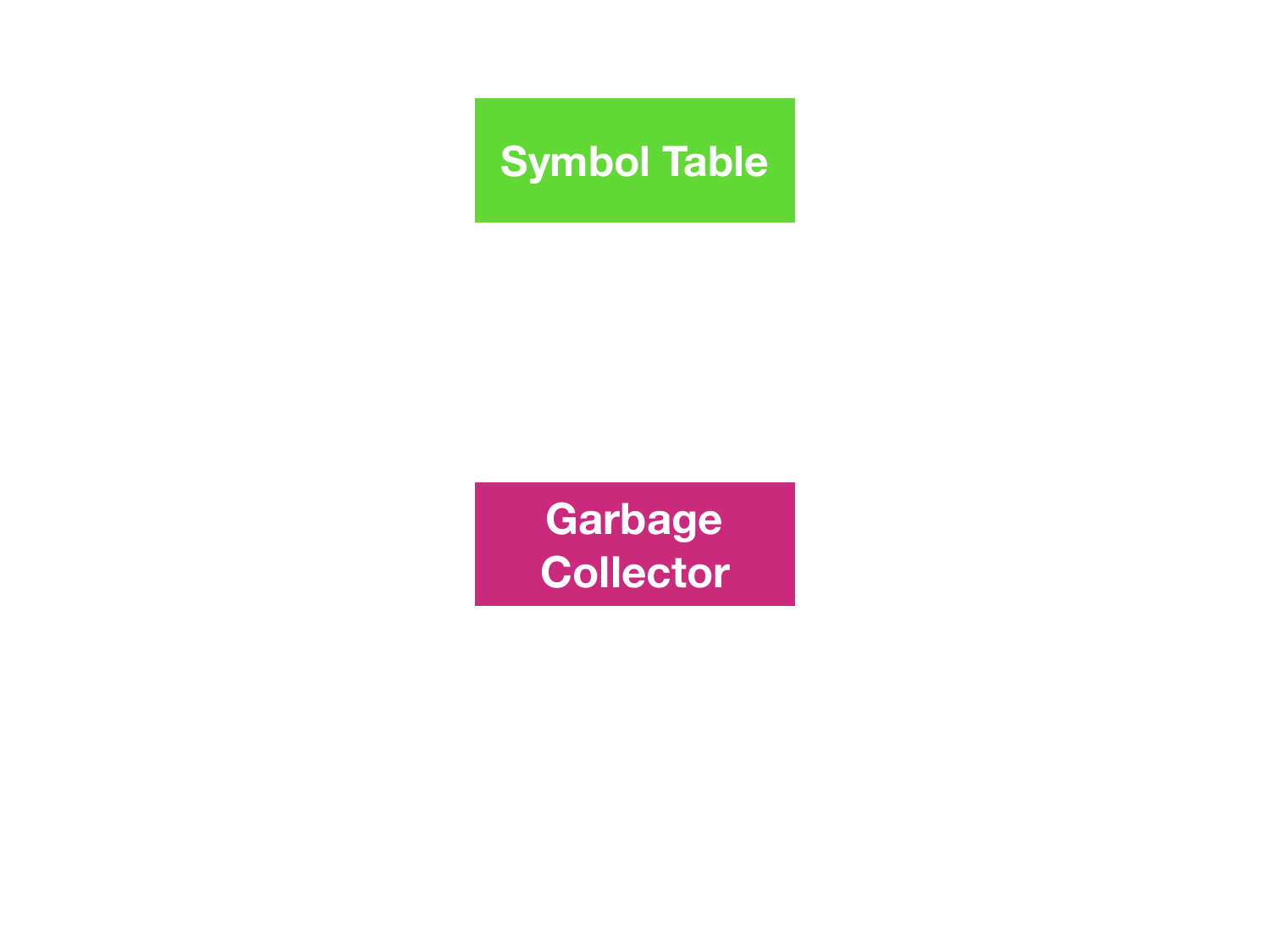Symbol Table

Garbage Collector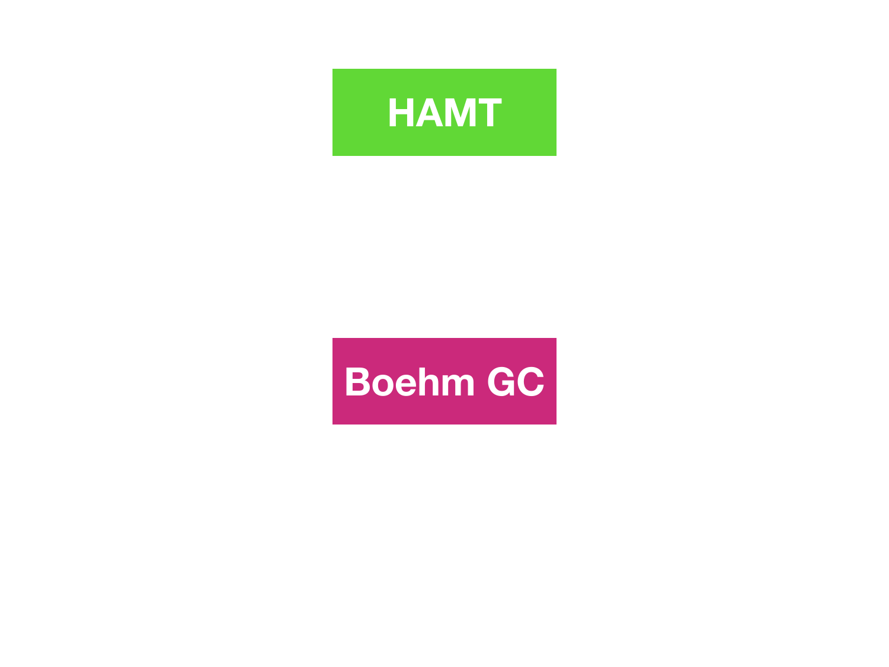HAMT

Boehm GC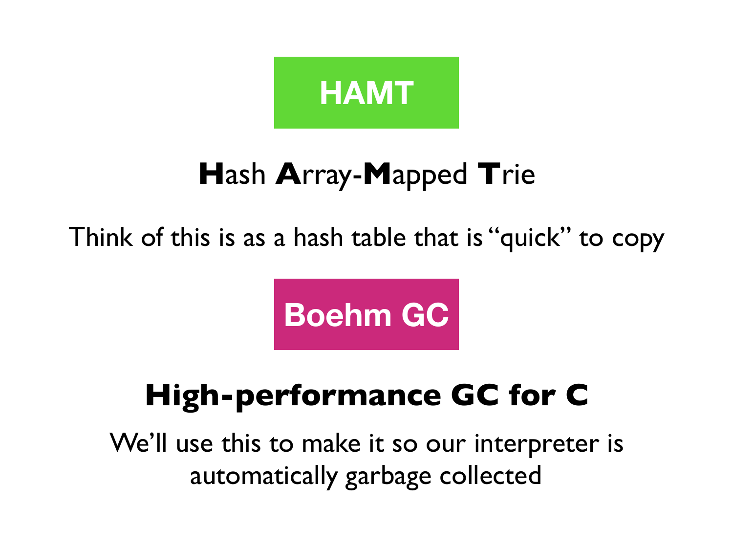## HAMT

**H**ash **A**rray-**M**apped **T**rie

Think of this is as a hash table that is "quick" to copy

## Boehm GC

**High-performance GC for C**

We'll use this to make it so our interpreter is automatically garbage collected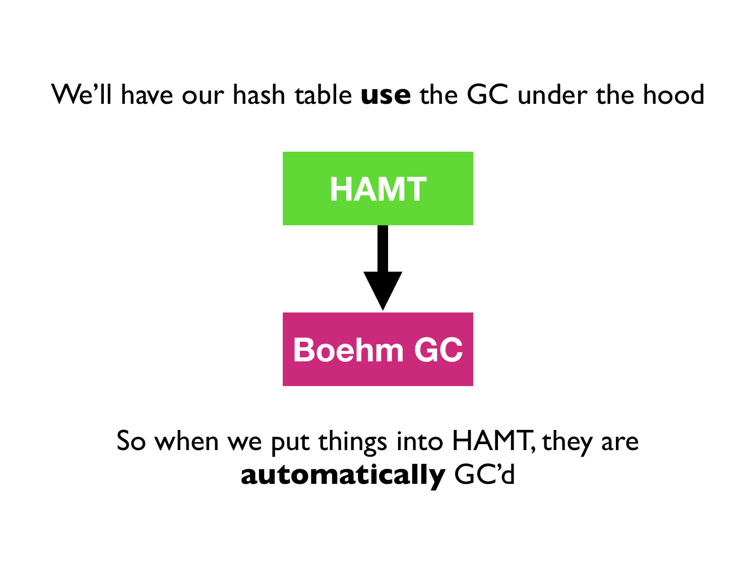We'll have our hash table **use** the GC under the hood

HAMT

Boehm GC

So when we put things into HAMT, they are **automatically** GC'd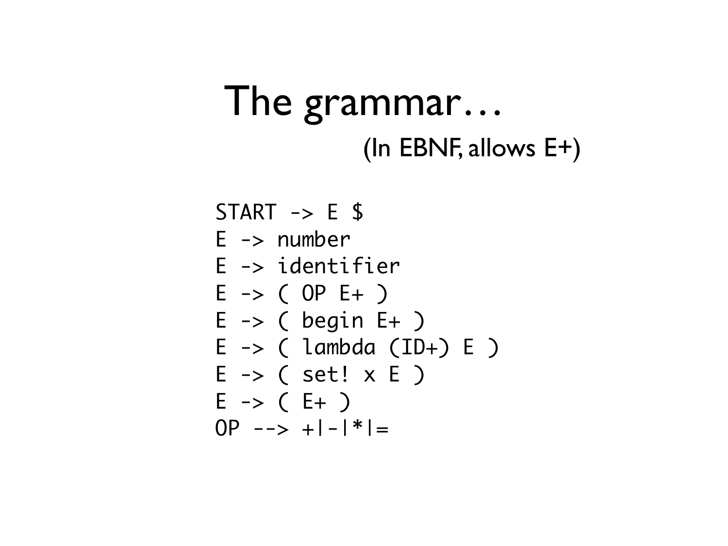# The grammar…

(In EBNF, allows E+)

```
START -> E $
E -> number
E -> identifier
E -> ( OP E+ )
E -> ( begin E+ )
E -> ( lambda (ID+) E )
E -> ( set! x E )
E -> ( E+ )
OP --> +|-|*|=
```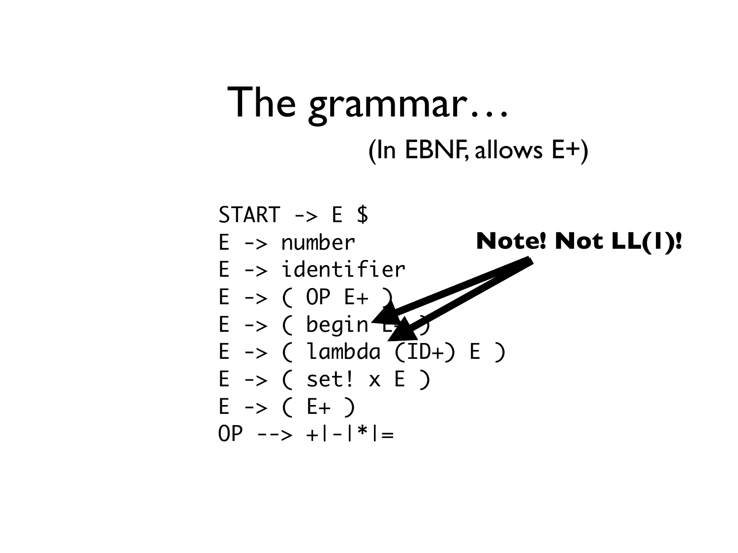# The grammar…

(In EBNF, allows E+)

```
START -> E $
E -> number
E -> identifier
E -> ( OP E+ )
E -> ( begin E+ )
E -> ( lambda (ID+) E )
E -> ( set! x E )
E -> ( E+ )
OP --> +|-|*|=
```

**Note! Not LL(1)!**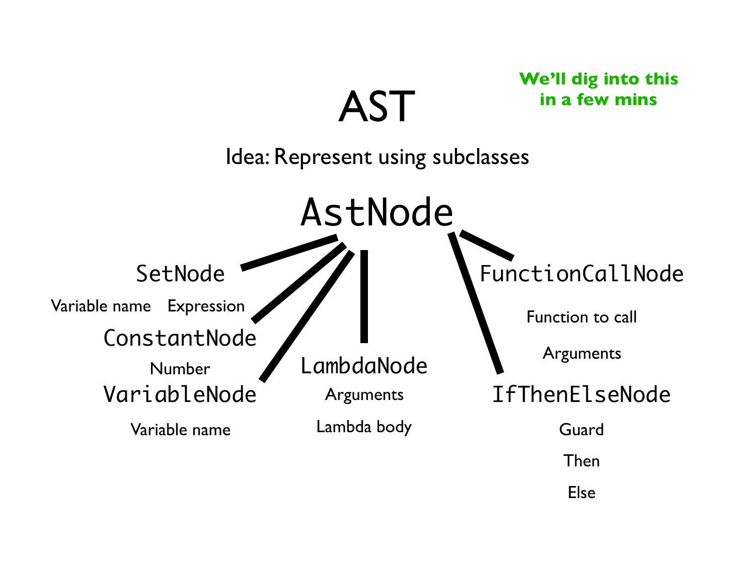# AST

**We'll dig into this in a few mins**

Idea: Represent using subclasses

AstNode

SetNode

Variable name Expression

ConstantNode

Number

VariableNode

Variable name

LambdaNode

Arguments

Lambda body

FunctionCallNode

Function to call

Arguments

IfThenElseNode

Guard

Then

Else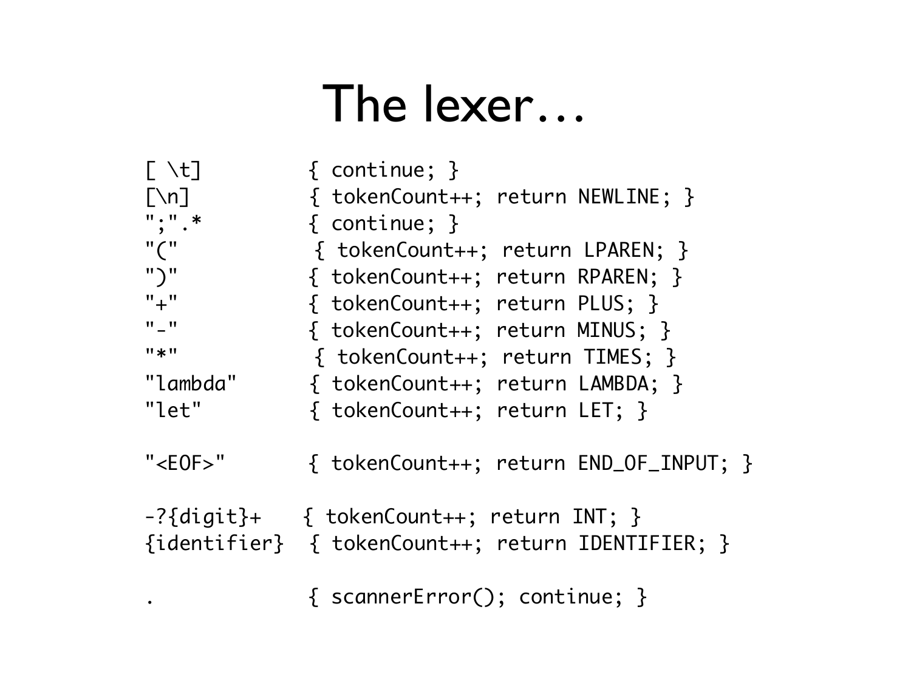# The lexer…

```
[ \t]           { continue; }
[\n]            { tokenCount++; return NEWLINE; }
";".*           { continue; }
"("             { tokenCount++; return LPAREN; }
")"             { tokenCount++; return RPAREN; }
"+"             { tokenCount++; return PLUS; }
"-"             { tokenCount++; return MINUS; }
"*"             { tokenCount++; return TIMES; }
"lambda"        { tokenCount++; return LAMBDA; }
"let"           { tokenCount++; return LET; }

"<EOF>"         { tokenCount++; return END_OF_INPUT; }

-?{digit}+      { tokenCount++; return INT; }
{identifier}    { tokenCount++; return IDENTIFIER; }

.               { scannerError(); continue; }
```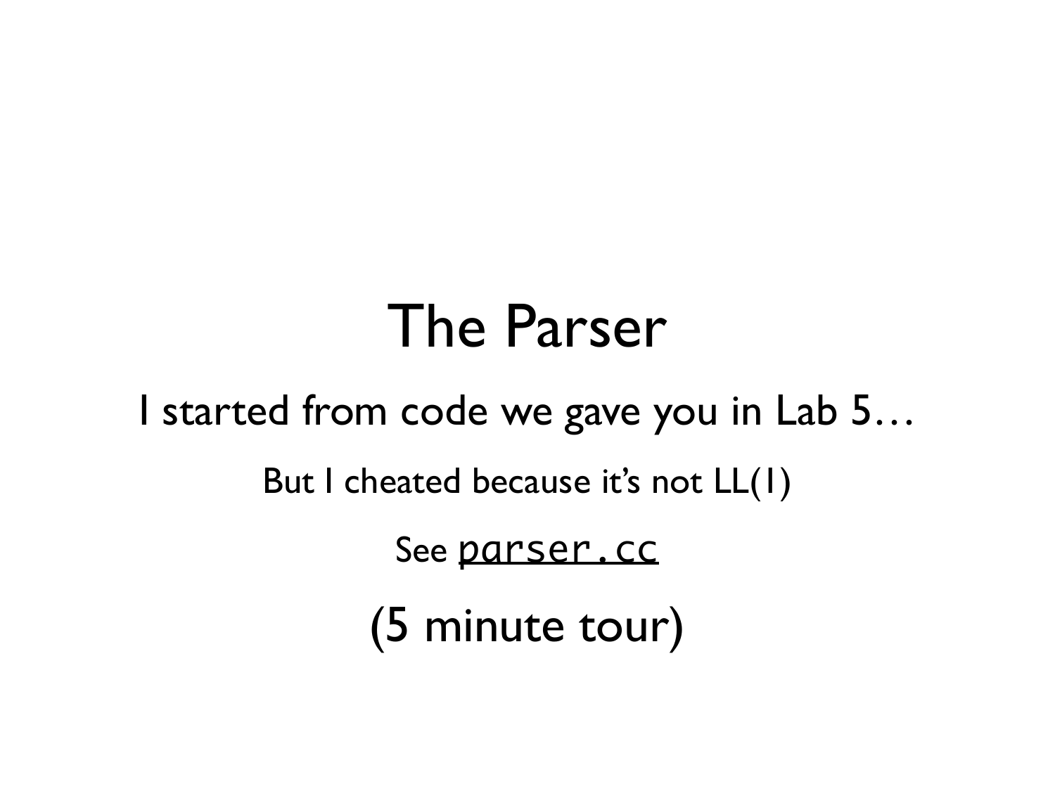# The Parser

I started from code we gave you in Lab 5…

But I cheated because it's not LL(1)

See `parser.cc`

(5 minute tour)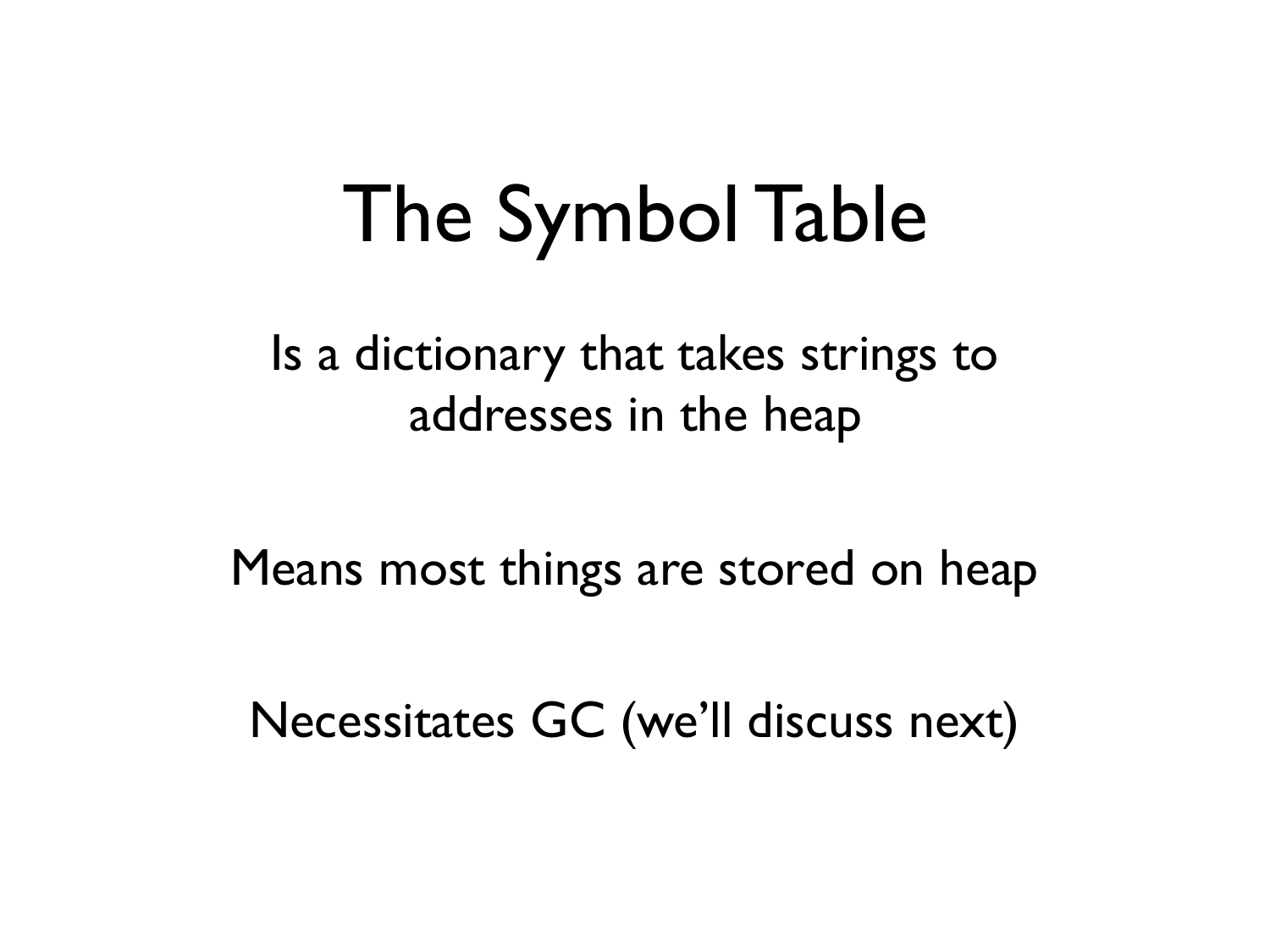# The Symbol Table

Is a dictionary that takes strings to addresses in the heap

Means most things are stored on heap

Necessitates GC (we'll discuss next)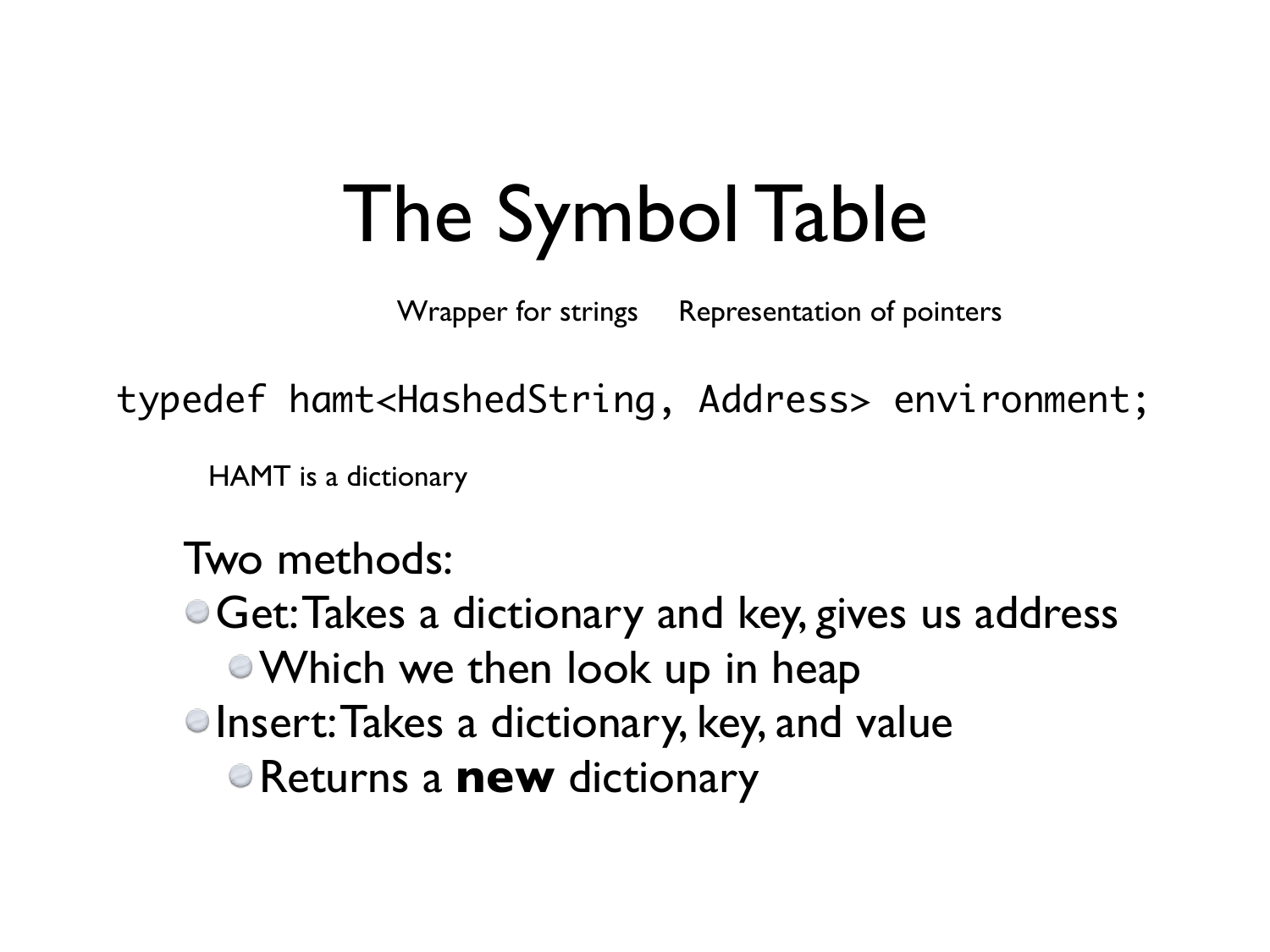# The Symbol Table

Wrapper for strings     Representation of pointers

```
typedef hamt<HashedString, Address> environment;
```

HAMT is a dictionary

Two methods:

- Get: Takes a dictionary and key, gives us address
  - Which we then look up in heap
- Insert: Takes a dictionary, key, and value
  - Returns a **new** dictionary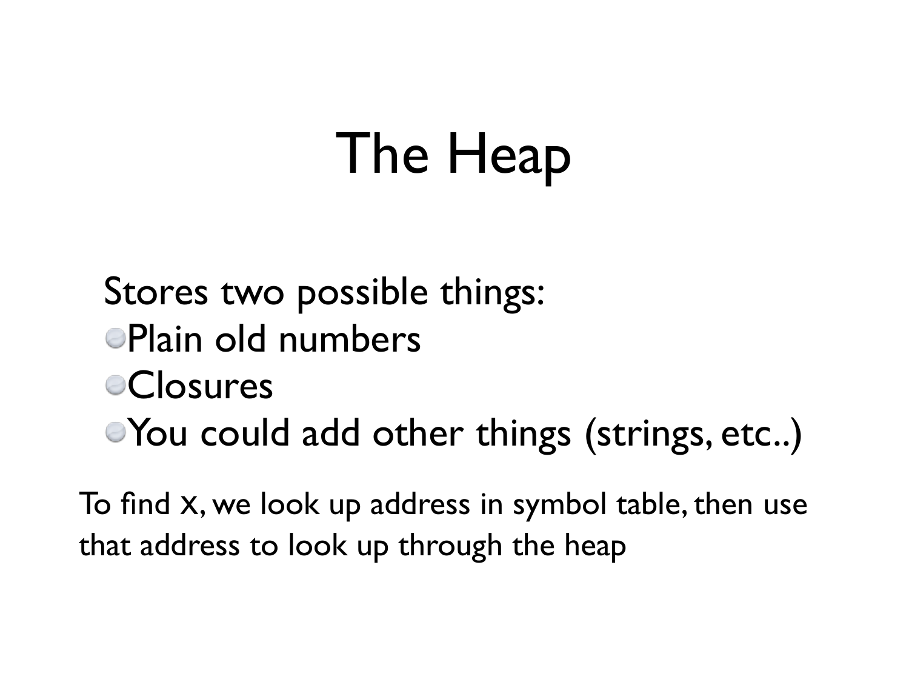# The Heap

Stores two possible things:

- Plain old numbers
- Closures
- You could add other things (strings, etc..)

To find x, we look up address in symbol table, then use that address to look up through the heap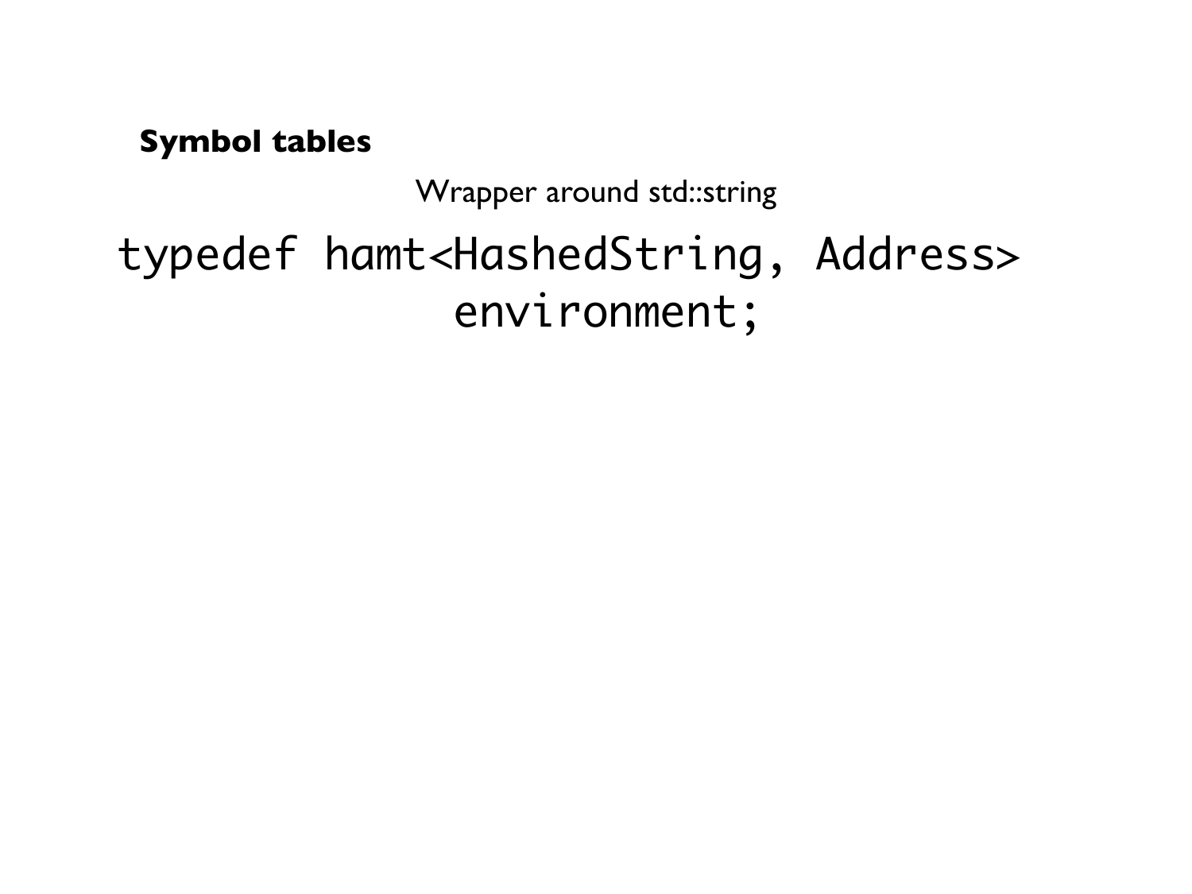**Symbol tables**

Wrapper around std::string

```
typedef hamt<HashedString, Address>
        environment;
```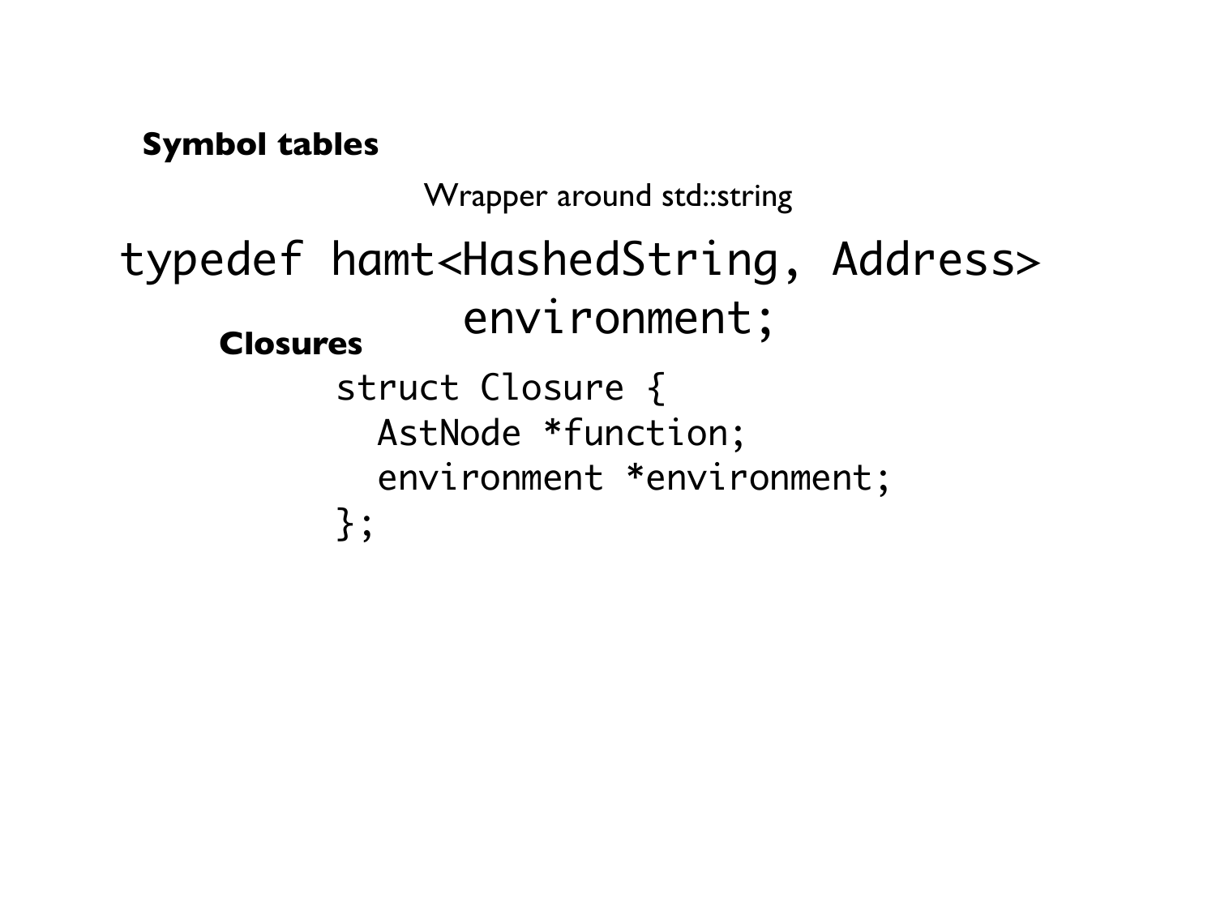**Symbol tables**

Wrapper around std::string

```
typedef hamt<HashedString, Address>
                environment;
```

**Closures**

```
struct Closure {
  AstNode *function;
  environment *environment;
};
```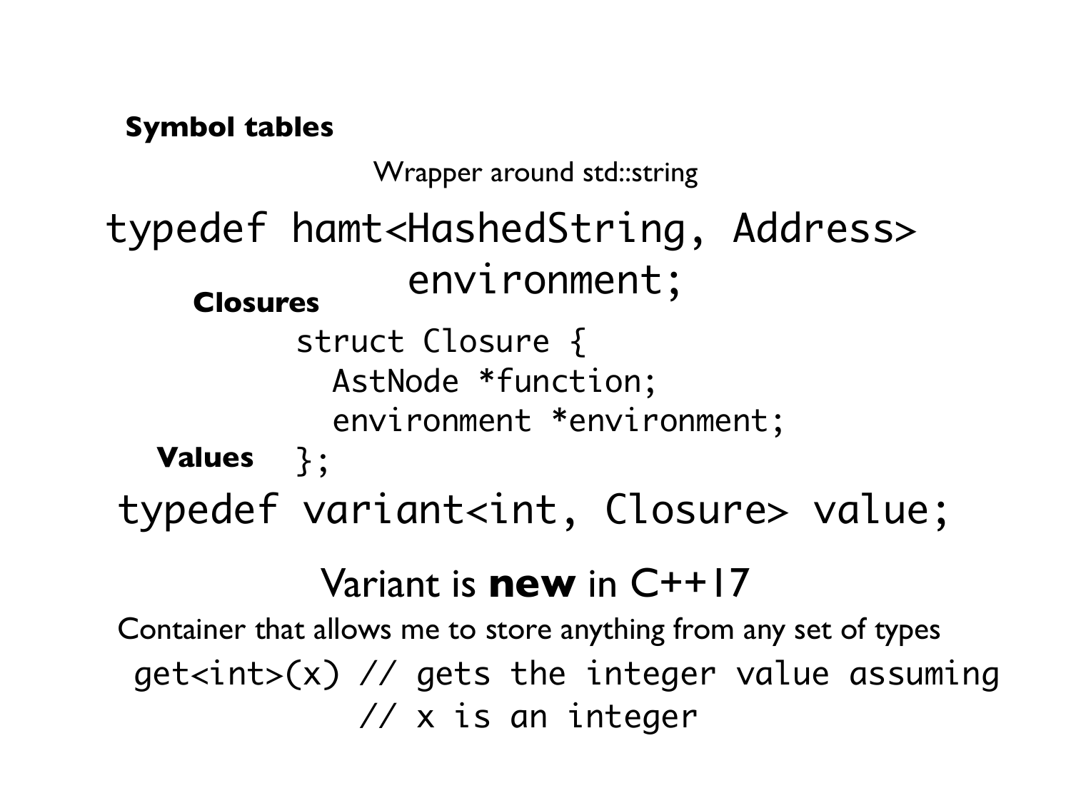**Symbol tables**

Wrapper around std::string

```
typedef hamt<HashedString, Address>
                environment;
```

**Closures**

```
struct Closure {
  AstNode *function;
  environment *environment;
};
```

**Values**

```
typedef variant<int, Closure> value;
```

Variant is **new** in C++17

Container that allows me to store anything from any set of types

```
get<int>(x) // gets the integer value assuming
            // x is an integer
```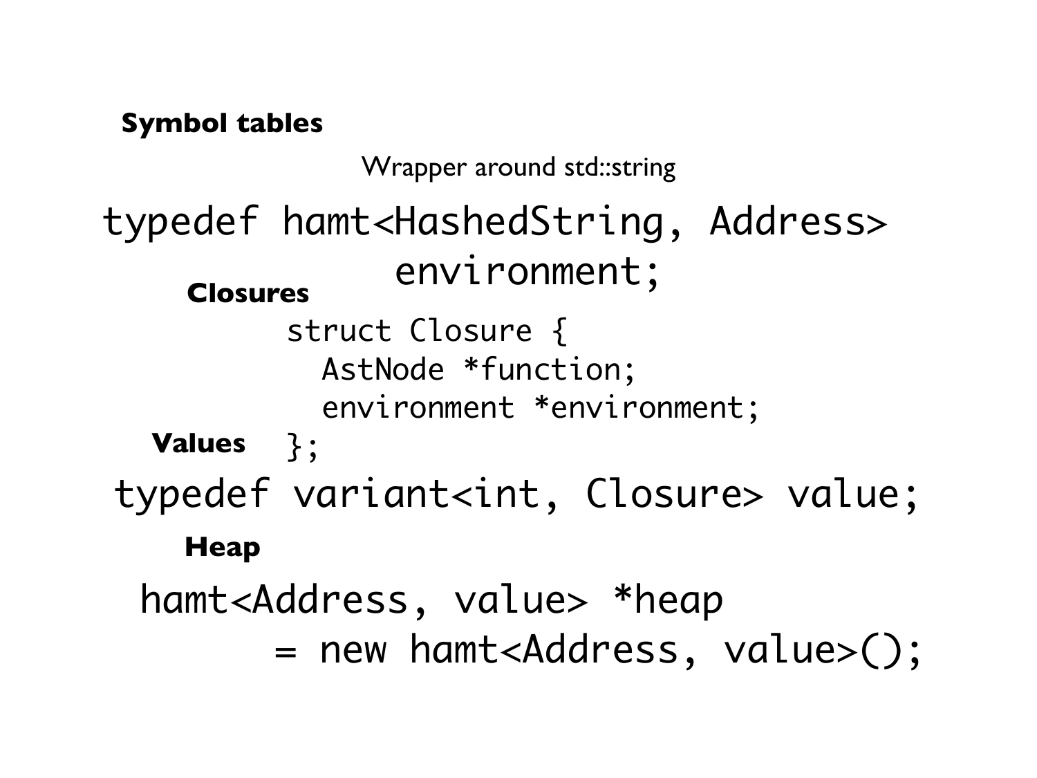**Symbol tables**

Wrapper around std::string

```
typedef hamt<HashedString, Address>
              environment;
```

**Closures**

```
struct Closure {
  AstNode *function;
  environment *environment;
};
```

**Values**

```
typedef variant<int, Closure> value;
```

**Heap**

```
hamt<Address, value> *heap
     = new hamt<Address, value>();
```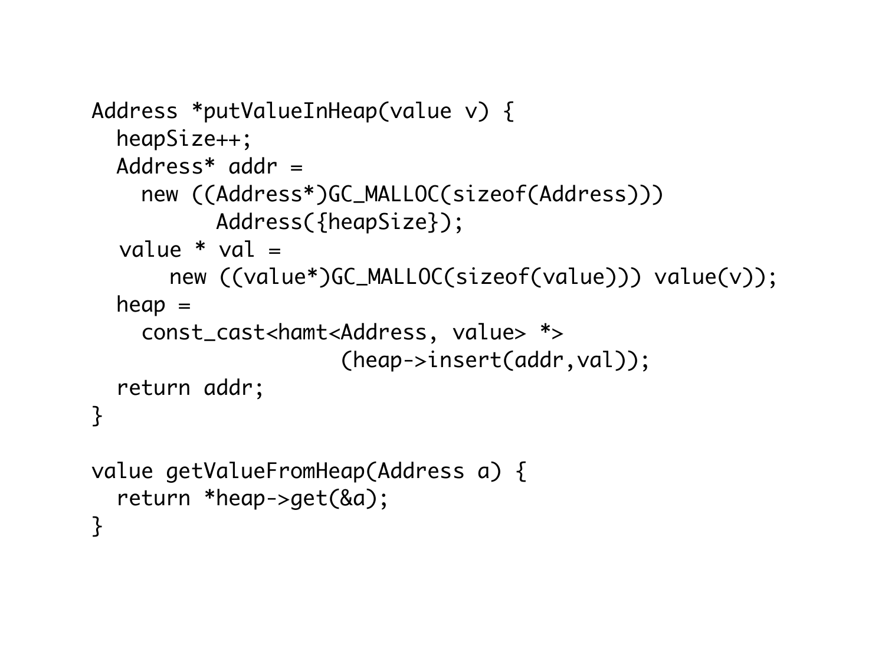```
Address *putValueInHeap(value v) {
  heapSize++;
  Address* addr =
    new ((Address*)GC_MALLOC(sizeof(Address)))
          Address({heapSize});
   value * val =
       new ((value*)GC_MALLOC(sizeof(value))) value(v));
  heap =
    const_cast<hamt<Address, value> *>
                    (heap->insert(addr,val));
  return addr;
}

value getValueFromHeap(Address a) {
  return *heap->get(&a);
}
```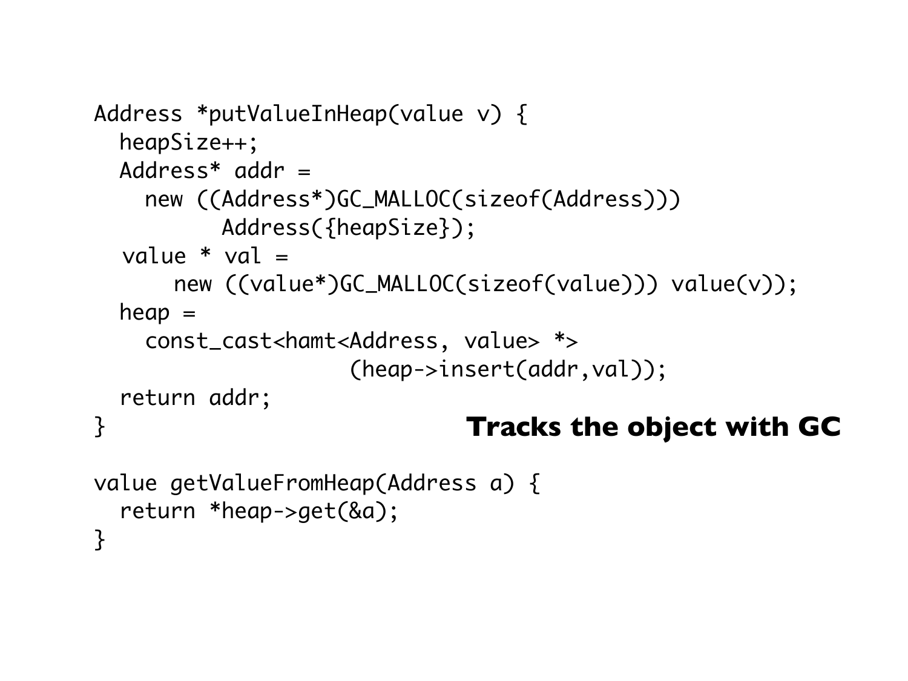```
Address *putValueInHeap(value v) {
  heapSize++;
  Address* addr =
    new ((Address*)GC_MALLOC(sizeof(Address)))
          Address({heapSize});
   value * val =
       new ((value*)GC_MALLOC(sizeof(value))) value(v));
  heap =
    const_cast<hamt<Address, value> *>
                    (heap->insert(addr,val));
  return addr;
}
```

**Tracks the object with GC**

```
value getValueFromHeap(Address a) {
  return *heap->get(&a);
}
```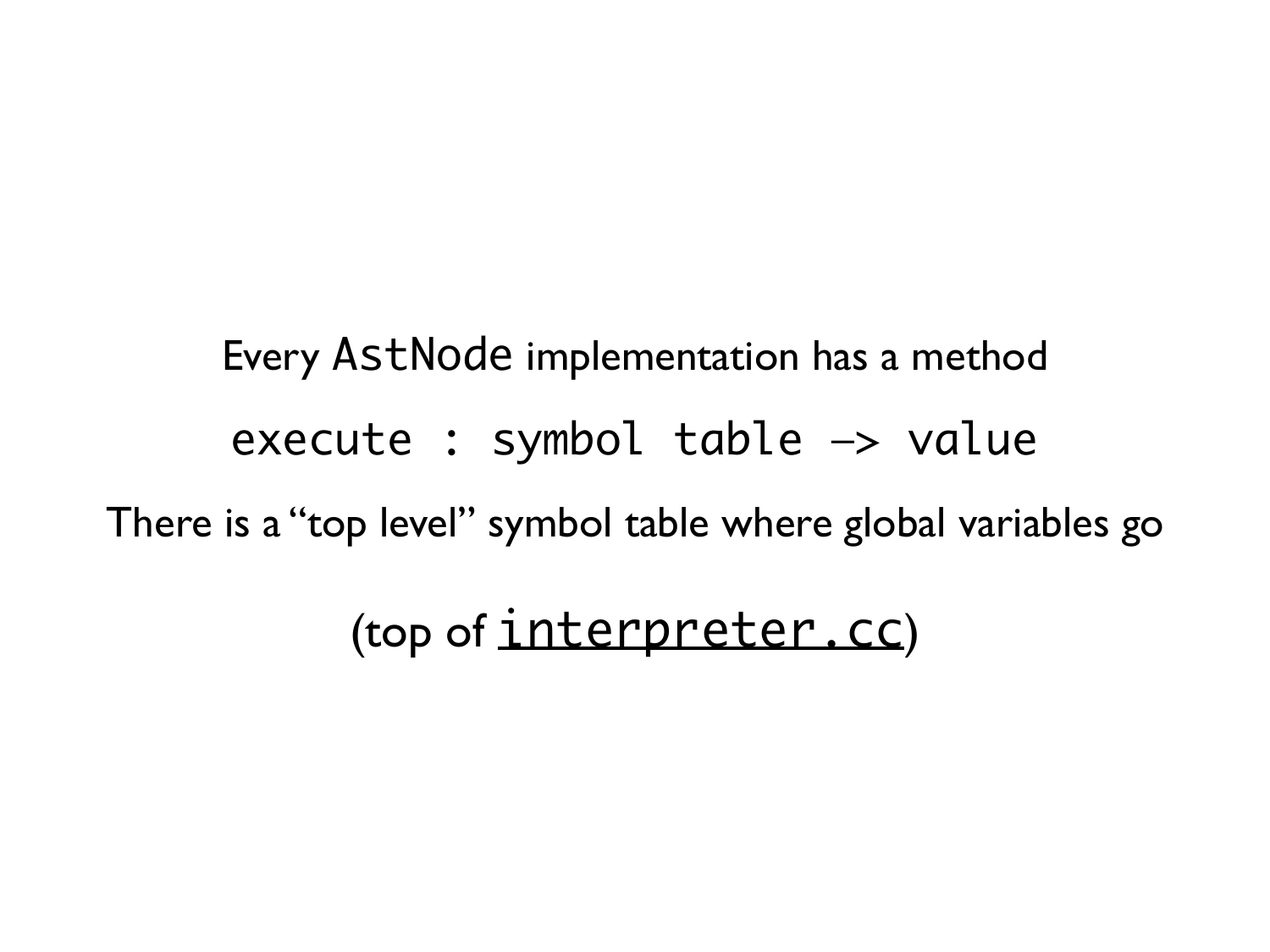Every `AstNode` implementation has a method

`execute : symbol table -> value`

There is a "top level" symbol table where global variables go

(top of `interpreter.cc`)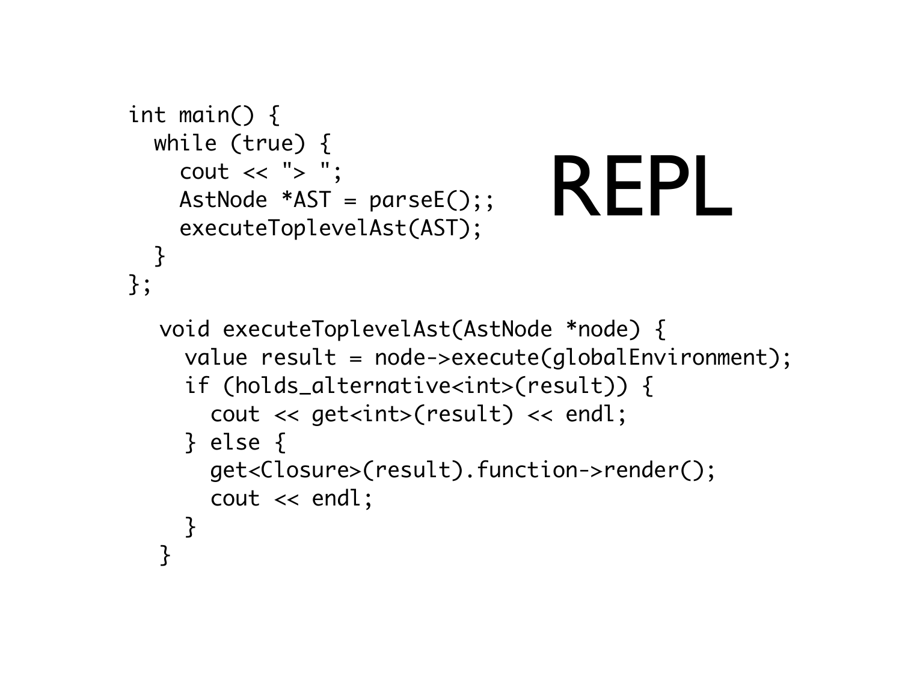# REPL

```
int main() {
  while (true) {
    cout << "> ";
    AstNode *AST = parseE();;
    executeToplevelAst(AST);
  }
};
```

```
void executeToplevelAst(AstNode *node) {
  value result = node->execute(globalEnvironment);
  if (holds_alternative<int>(result)) {
    cout << get<int>(result) << endl;
  } else {
    get<Closure>(result).function->render();
    cout << endl;
  }
}
```